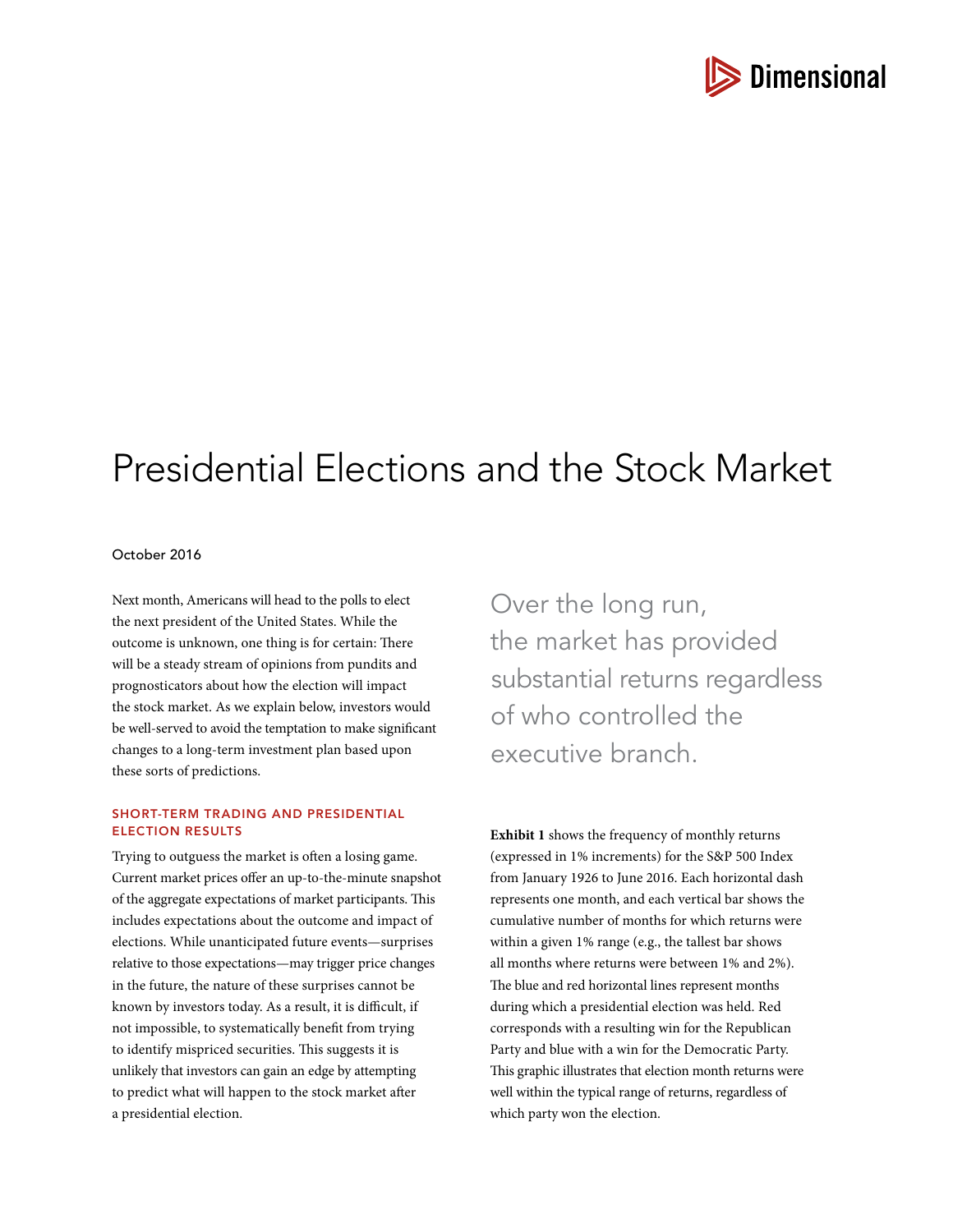# Presidential Elections and the Stock Market

October 2016

Next month, Americans will head to the polls to elect the next president of the United States. While the outcome is unknown, one thing is for certain: There will be a steady stream of opinions from pundits and prognosticators about how the election will impact the stock market. As we explain below, investors would be well-served to avoid the temptation to make significant changes to a long-term investment plan based upon these sorts of predictions.

> Over the long run, the market has provided substantial returns regardless of who controlled the executive branch.

## SHORT-TERM TRADING AND PRESIDENTIAL ELECTION RESULTS

Trying to outguess the market is often a losing game. Current market prices offer an up-to-the-minute snapshot of the aggregate expectations of market participants. This includes expectations about the outcome and impact of elections. While unanticipated future events—surprises relative to those expectations—may trigger price changes in the future, the nature of these surprises cannot be known by investors today. As a result, it is difficult, if not impossible, to systematically benefit from trying to identify mispriced securities. This suggests it is unlikely that investors can gain an edge by attempting to predict what will happen to the stock market after a presidential election.

**Exhibit 1** shows the frequency of monthly returns (expressed in 1% increments) for the S&P 500 Index from January 1926 to June 2016. Each horizontal dash represents one month, and each vertical bar shows the cumulative number of months for which returns were within a given 1% range (e.g., the tallest bar shows all months where returns were between 1% and 2%). The blue and red horizontal lines represent months during which a presidential election was held. Red corresponds with a resulting win for the Republican Party and blue with a win for the Democratic Party. This graphic illustrates that election month returns were well within the typical range of returns, regardless of which party won the election.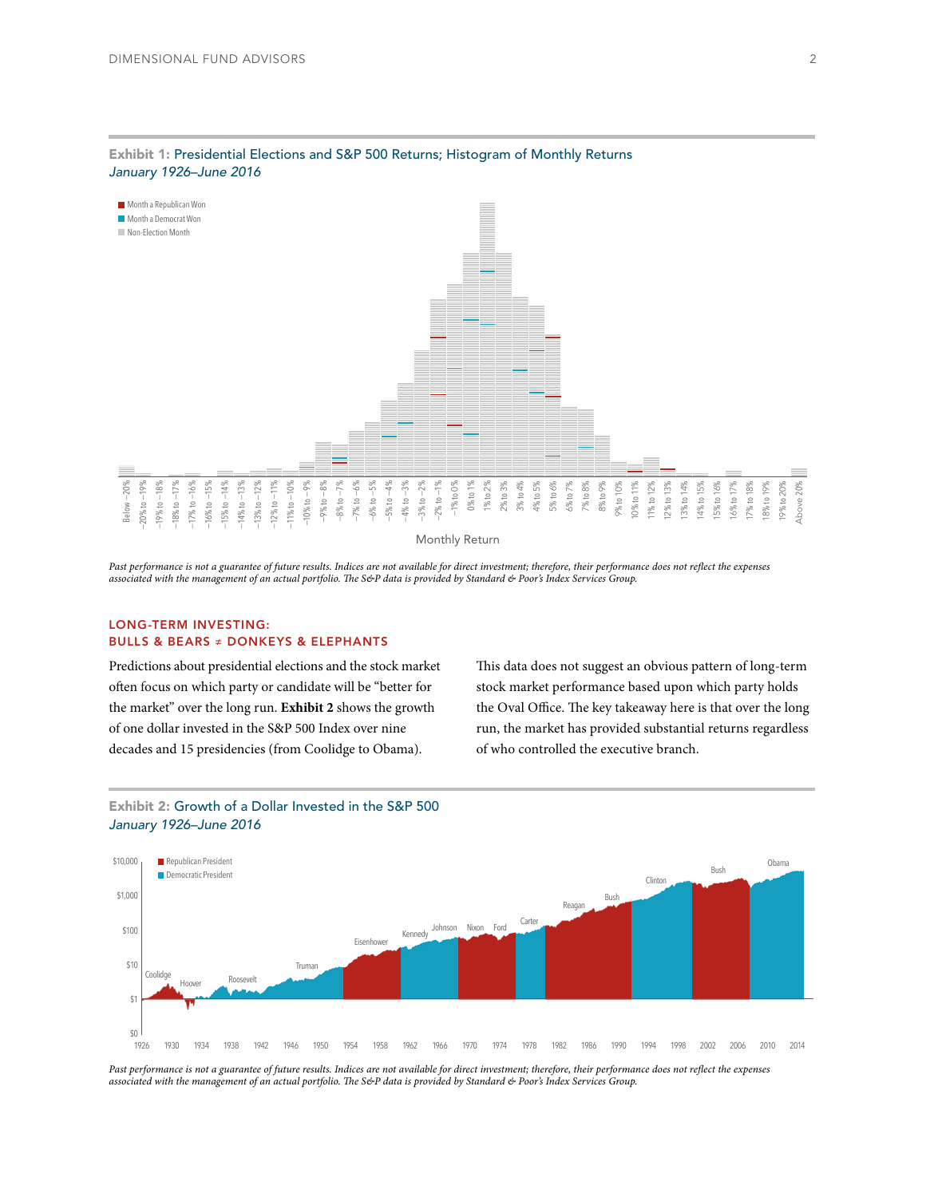**Exhibit 1:** Presidential Elections and S&P 500 Returns; Histogram of Monthly Returns
*January 1926–June 2016*

■ Month a Republican Won
■ Month a Democrat Won
■ Non-Election Month

Below –20% | –20% to –19% | –19% to –18% | –18% to –17% | –17% to –16% | –16% to –15% | –15% to –14% | –14% to –13% | –13% to –12% | –12% to –11% | –11% to –10% | –10% to –9% | –9% to –8% | –8% to –7% | –7% to –6% | –6% to –5% | –5% to –4% | –4% to –3% | –3% to –2% | –2% to –1% | –1% to 0% | 0% to 1% | 1% to 2% | 2% to 3% | 3% to 4% | 4% to 5% | 5% to 6% | 6% to 7% | 7% to 8% | 8% to 9% | 9% to 10% | 10% to 11% | 11% to 12% | 12% to 13% | 13% to 14% | 14% to 15% | 15% to 16% | 16% to 17% | 17% to 18% | 18% to 19% | 19% to 20% | Above 20%

Monthly Return

*Past performance is not a guarantee of future results. Indices are not available for direct investment; therefore, their performance does not reflect the expenses associated with the management of an actual portfolio. The S&P data is provided by Standard & Poor's Index Services Group.*

## LONG-TERM INVESTING: BULLS & BEARS ≠ DONKEYS & ELEPHANTS

Predictions about presidential elections and the stock market often focus on which party or candidate will be "better for the market" over the long run. **Exhibit 2** shows the growth of one dollar invested in the S&P 500 Index over nine decades and 15 presidencies (from Coolidge to Obama).

This data does not suggest an obvious pattern of long-term stock market performance based upon which party holds the Oval Office. The key takeaway here is that over the long run, the market has provided substantial returns regardless of who controlled the executive branch.

**Exhibit 2:** Growth of a Dollar Invested in the S&P 500
*January 1926–June 2016*

■ Republican President
■ Democratic President

Coolidge, Hoover, Roosevelt, Truman, Eisenhower, Kennedy, Johnson, Nixon, Ford, Carter, Reagan, Bush, Clinton, Bush, Obama

*Past performance is not a guarantee of future results. Indices are not available for direct investment; therefore, their performance does not reflect the expenses associated with the management of an actual portfolio. The S&P data is provided by Standard & Poor's Index Services Group.*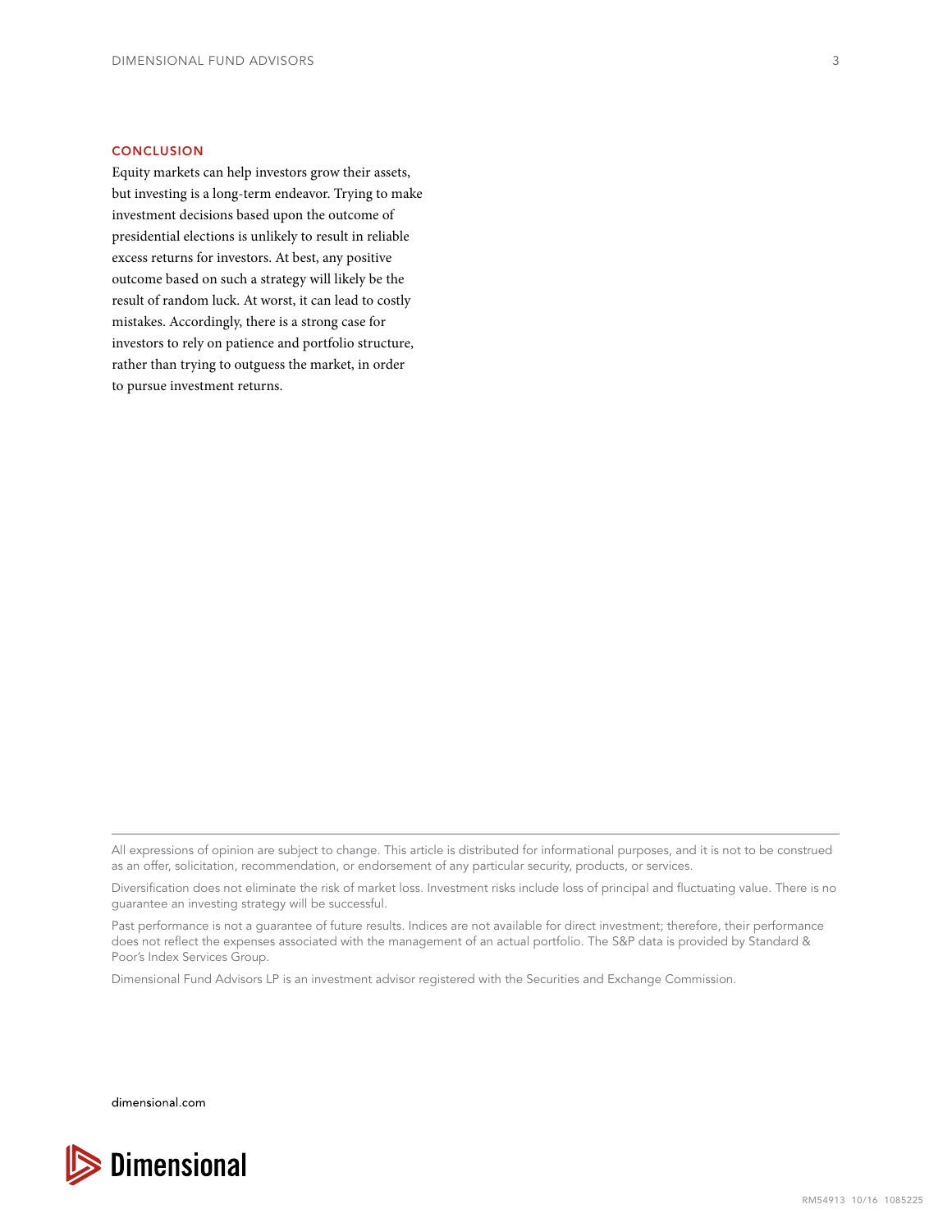## CONCLUSION

Equity markets can help investors grow their assets, but investing is a long-term endeavor. Trying to make investment decisions based upon the outcome of presidential elections is unlikely to result in reliable excess returns for investors. At best, any positive outcome based on such a strategy will likely be the result of random luck. At worst, it can lead to costly mistakes. Accordingly, there is a strong case for investors to rely on patience and portfolio structure, rather than trying to outguess the market, in order to pursue investment returns.

---

All expressions of opinion are subject to change. This article is distributed for informational purposes, and it is not to be construed as an offer, solicitation, recommendation, or endorsement of any particular security, products, or services.

Diversification does not eliminate the risk of market loss. Investment risks include loss of principal and fluctuating value. There is no guarantee an investing strategy will be successful.

Past performance is not a guarantee of future results. Indices are not available for direct investment; therefore, their performance does not reflect the expenses associated with the management of an actual portfolio. The S&P data is provided by Standard & Poor's Index Services Group.

Dimensional Fund Advisors LP is an investment advisor registered with the Securities and Exchange Commission.

dimensional.com

Dimensional

RM54913 10/16 1085225